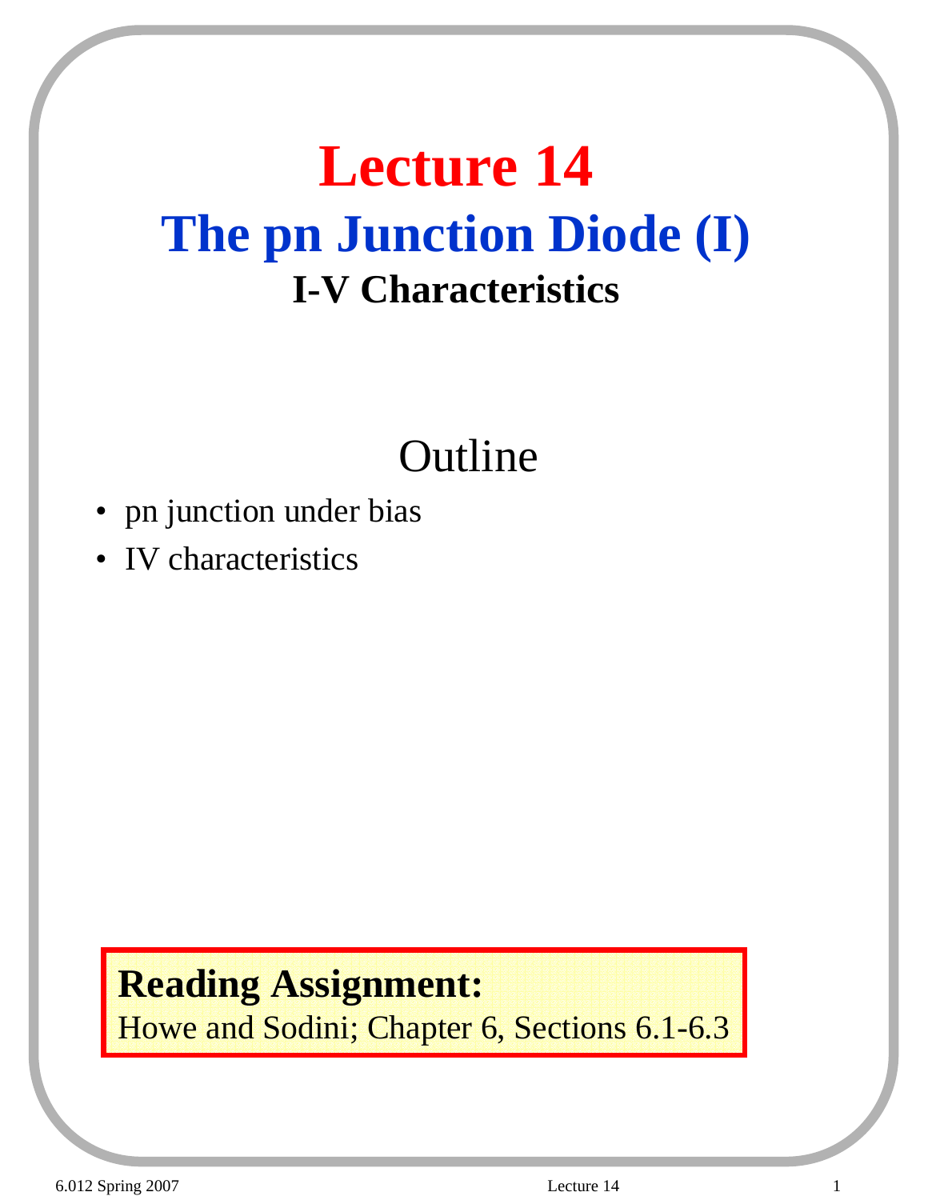# Lecture 14

## The pn Junction Diode (I)

### I-V Characteristics

## Outline

- pn junction under bias
- IV characteristics

**Reading Assignment:**
Howe and Sodini; Chapter 6, Sections 6.1-6.3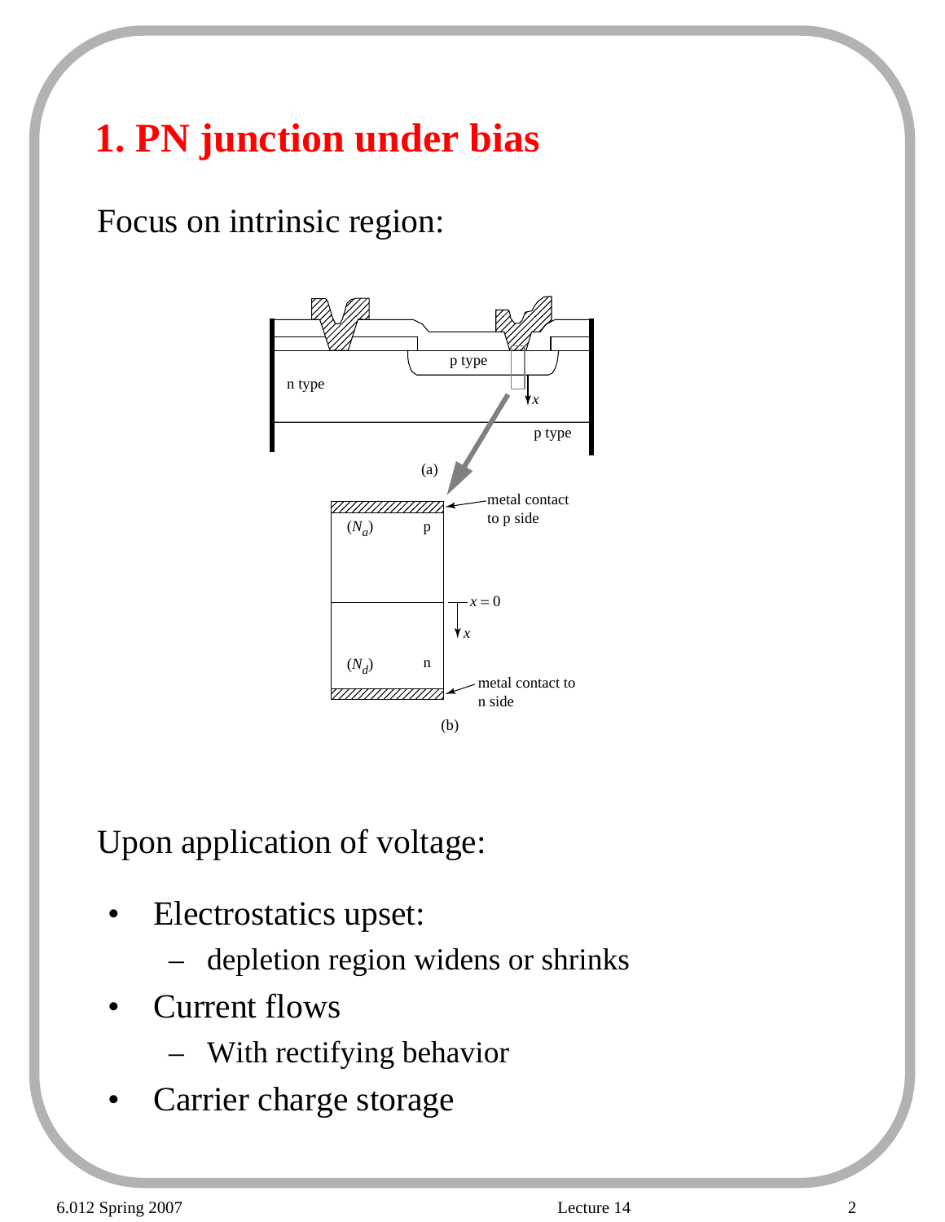# 1. PN junction under bias

Focus on intrinsic region:

n type

p type

$x$

p type

(a)

metal contact to p side

$(N_a)$ p

$x = 0$

$x$

$(N_d)$ n

metal contact to n side

(b)

Upon application of voltage:

- Electrostatics upset:
  - depletion region widens or shrinks
- Current flows
  - With rectifying behavior
- Carrier charge storage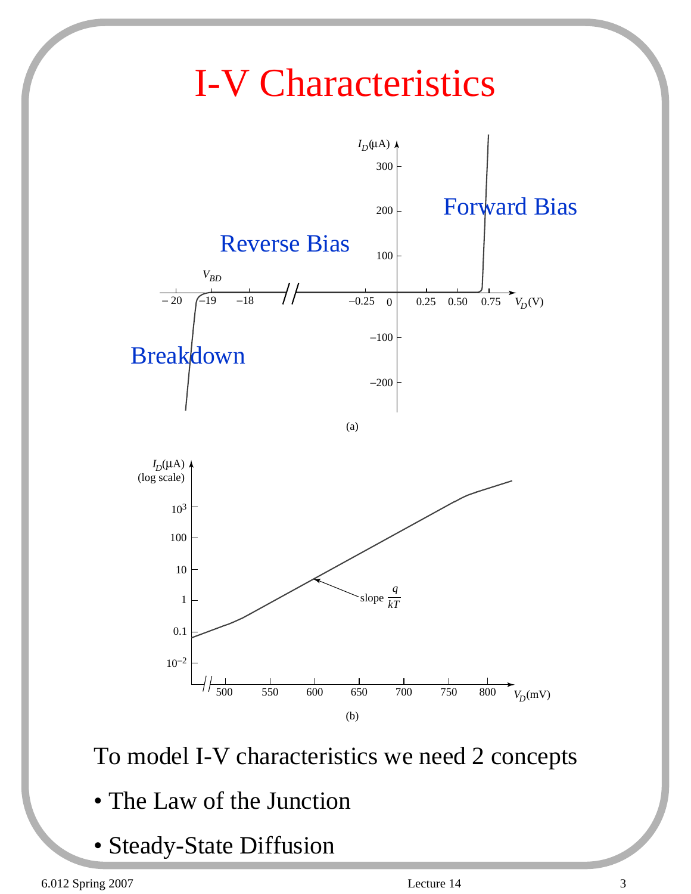# I-V Characteristics

$I_D(\mu A)$

300

200

100

−100

−200

Forward Bias

Reverse Bias

Breakdown

$V_{BD}$

− 20

−19

−18

−0.25

0

0.25

0.50

0.75

$V_D(V)$

(a)

$I_D(\mu A)$
(log scale)

$10^3$

100

10

1

0.1

$10^{-2}$

slope $\frac{q}{kT}$

500

550

600

650

700

750

800

$V_D(mV)$

(b)

To model I-V characteristics we need 2 concepts

- The Law of the Junction
- Steady-State Diffusion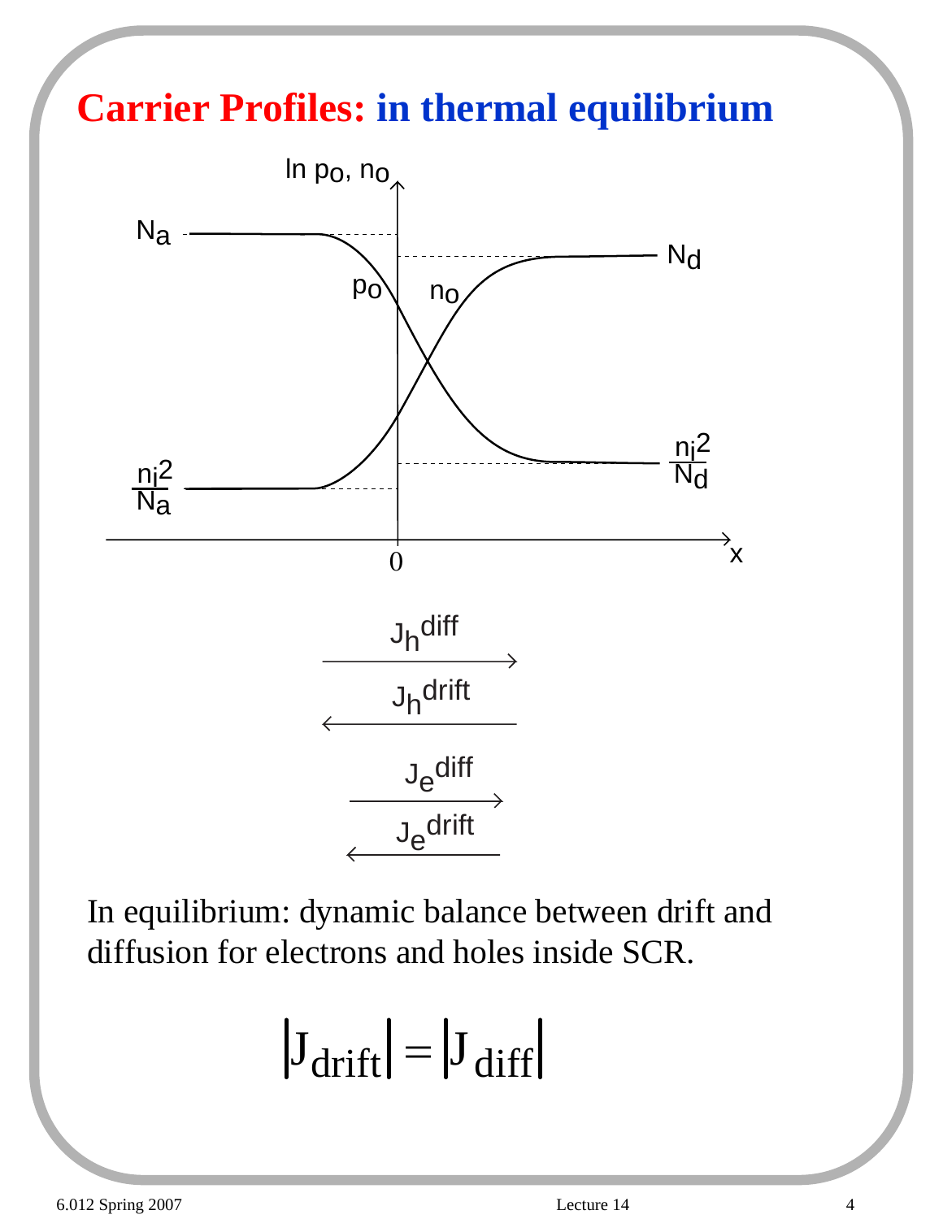# Carrier Profiles: in thermal equilibrium

$\ln p_o, n_o$

$N_a$

$N_d$

$p_o$

$n_o$

$\frac{n_i^2}{N_a}$

$\frac{n_i^2}{N_d}$

0

x

$J_h^{diff}$

$J_h^{drift}$

$J_e^{diff}$

$J_e^{drift}$

In equilibrium: dynamic balance between drift and diffusion for electrons and holes inside SCR.

$$\left|J_{drift}\right| = \left|J_{diff}\right|$$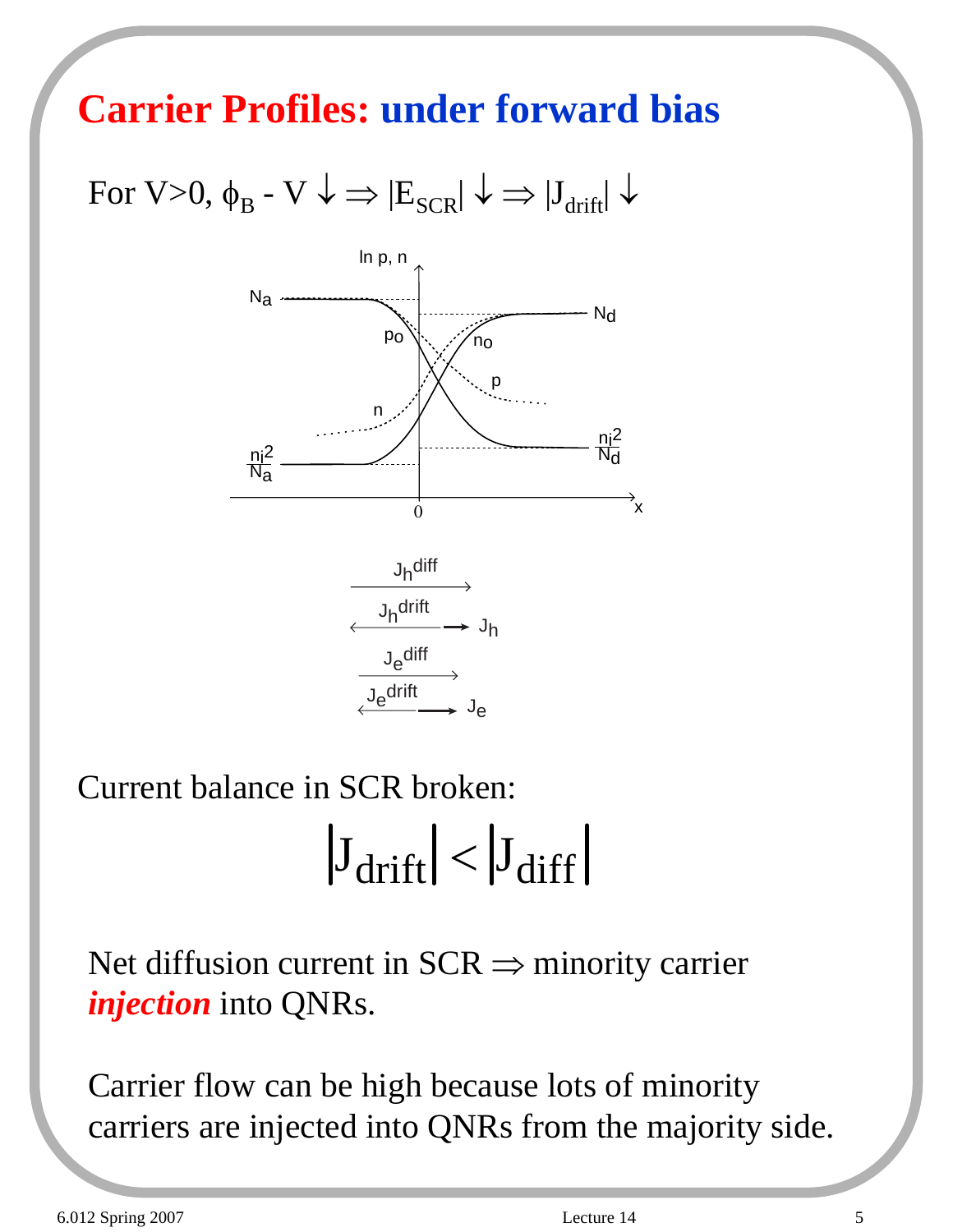# Carrier Profiles: under forward bias

For V>0, $\phi_B$ - V $\downarrow \Rightarrow |E_{SCR}| \downarrow \Rightarrow |J_{drift}| \downarrow$

ln p, n

$N_a$

$N_d$

$p_o$

$n_o$

p

n

$\frac{n_i^2}{N_d}$

$\frac{n_i^2}{N_a}$

0

x

$J_h^{diff}$

$J_h^{drift}$

$J_h$

$J_e^{diff}$

$J_e^{drift}$

$J_e$

Current balance in SCR broken:

$$\left|J_{drift}\right| < \left|J_{diff}\right|$$

Net diffusion current in SCR $\Rightarrow$ minority carrier ***injection*** into QNRs.

Carrier flow can be high because lots of minority carriers are injected into QNRs from the majority side.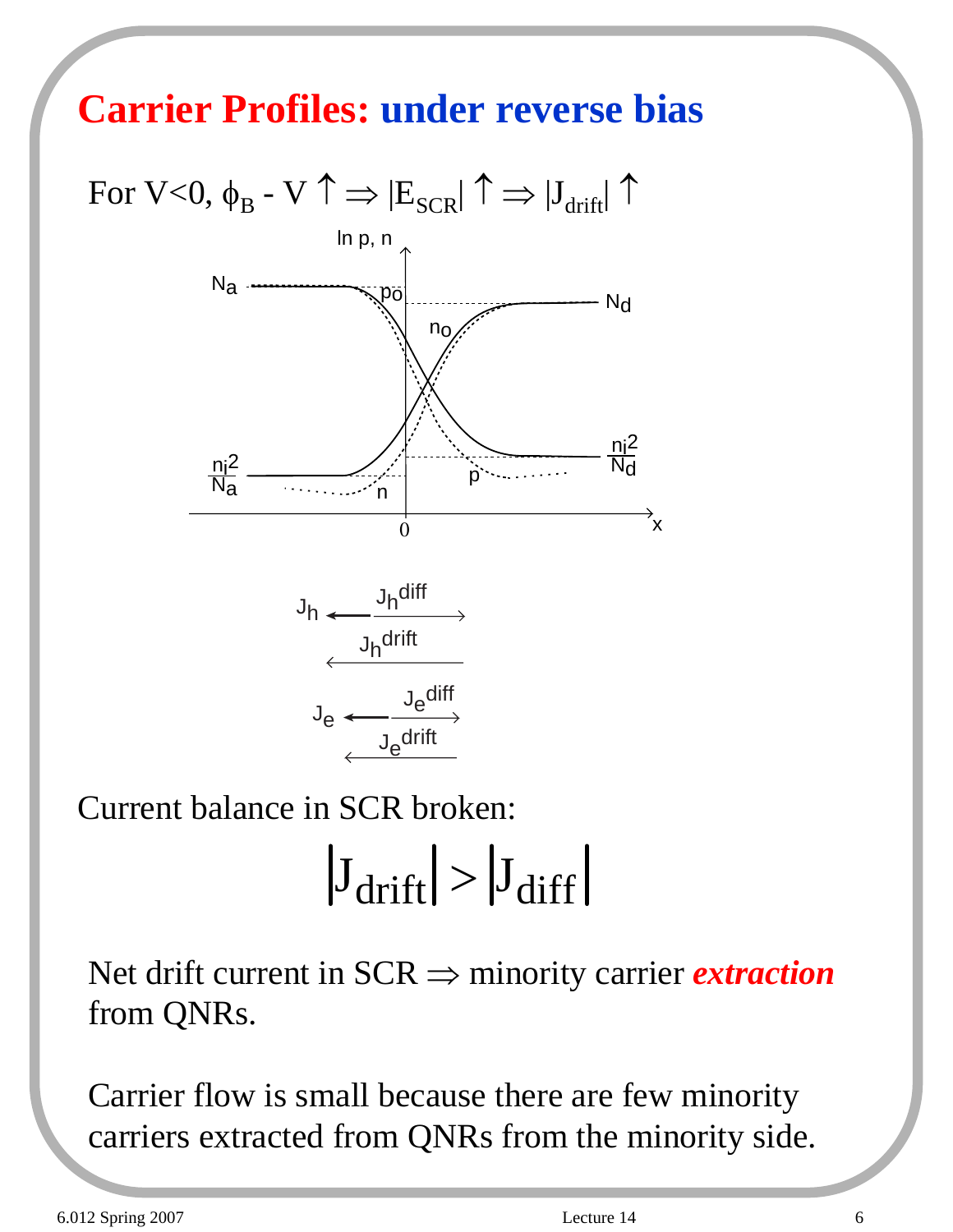# Carrier Profiles: under reverse bias

For V<0, $\phi_B - V \uparrow \Rightarrow |E_{SCR}| \uparrow \Rightarrow |J_{drift}| \uparrow$

ln p, n

$N_a$

$p_o$

$N_d$

$n_o$

$\frac{n_i^2}{N_a}$

$\frac{n_i^2}{N_d}$

p

n

0

x

$J_h$

$J_h^{diff}$

$J_h^{drift}$

$J_e$

$J_e^{diff}$

$J_e^{drift}$

Current balance in SCR broken:

$$\left|J_{drift}\right| > \left|J_{diff}\right|$$

Net drift current in SCR $\Rightarrow$ minority carrier ***extraction*** from QNRs.

Carrier flow is small because there are few minority carriers extracted from QNRs from the minority side.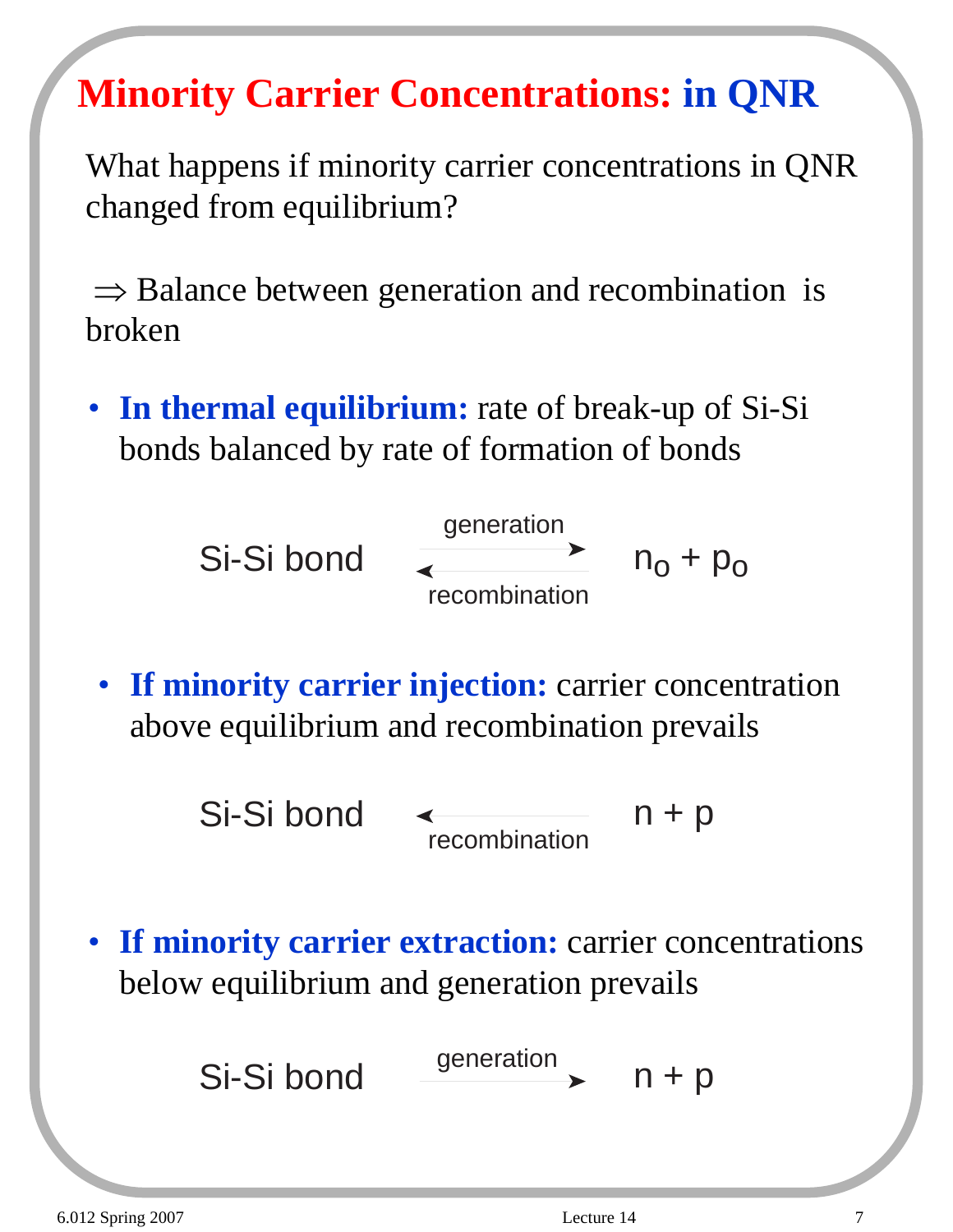# Minority Carrier Concentrations: in QNR

What happens if minority carrier concentrations in QNR changed from equilibrium?

$\Rightarrow$ Balance between generation and recombination is broken

- **In thermal equilibrium:** rate of break-up of Si-Si bonds balanced by rate of formation of bonds

$$\text{Si-Si bond} \underset{\text{recombination}}{\overset{\text{generation}}{\rightleftharpoons}} n_o + p_o$$

- **If minority carrier injection:** carrier concentration above equilibrium and recombination prevails

$$\text{Si-Si bond} \underset{\text{recombination}}{\longleftarrow} n + p$$

- **If minority carrier extraction:** carrier concentrations below equilibrium and generation prevails

$$\text{Si-Si bond} \overset{\text{generation}}{\longrightarrow} n + p$$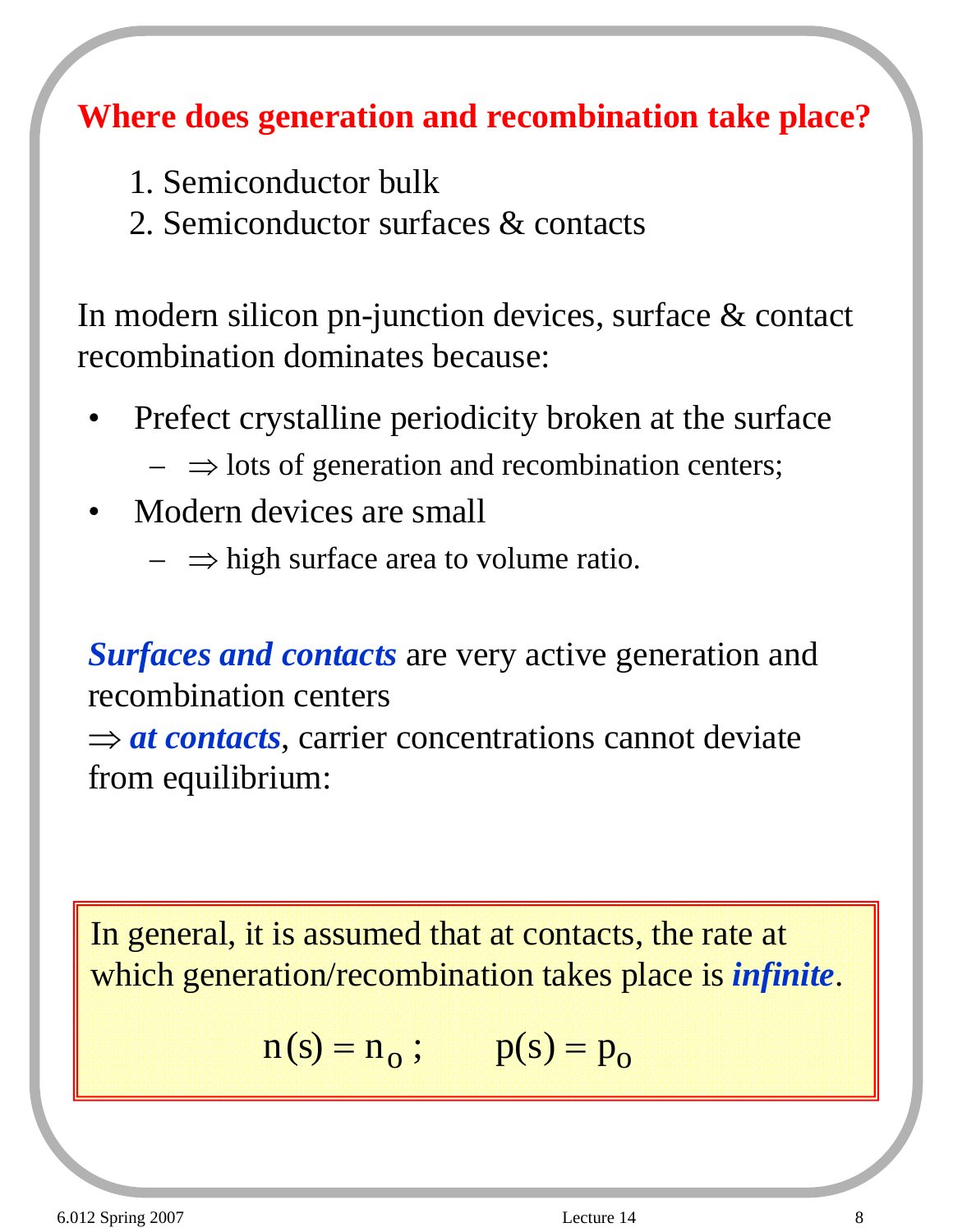## Where does generation and recombination take place?

1. Semiconductor bulk
2. Semiconductor surfaces & contacts

In modern silicon pn-junction devices, surface & contact recombination dominates because:

- Prefect crystalline periodicity broken at the surface
  - $\Rightarrow$ lots of generation and recombination centers;
- Modern devices are small
  - $\Rightarrow$ high surface area to volume ratio.

***Surfaces and contacts*** are very active generation and recombination centers
$\Rightarrow$ ***at contacts***, carrier concentrations cannot deviate from equilibrium:

In general, it is assumed that at contacts, the rate at which generation/recombination takes place is ***infinite***.

$$n(s) = n_o \; ; \qquad p(s) = p_o$$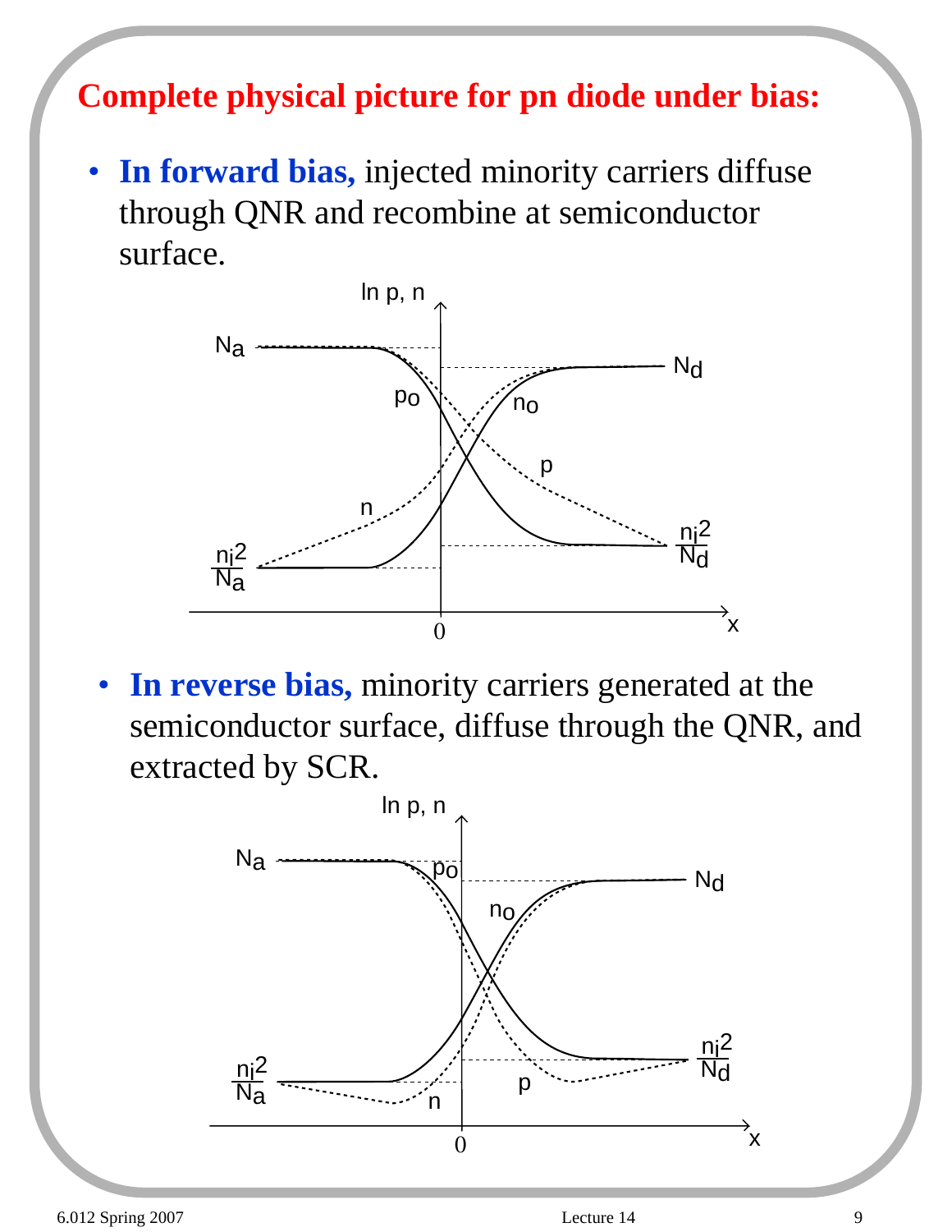# Complete physical picture for pn diode under bias:

- **In forward bias,** injected minority carriers diffuse through QNR and recombine at semiconductor surface.

ln p, n

$N_a$

$N_d$

$p_o$

$n_o$

p

n

$\frac{n_i^2}{N_d}$

$\frac{n_i^2}{N_a}$

0

x

- **In reverse bias,** minority carriers generated at the semiconductor surface, diffuse through the QNR, and extracted by SCR.

ln p, n

$N_a$

$p_o$

$N_d$

$n_o$

$\frac{n_i^2}{N_d}$

$\frac{n_i^2}{N_a}$

p

n

0

x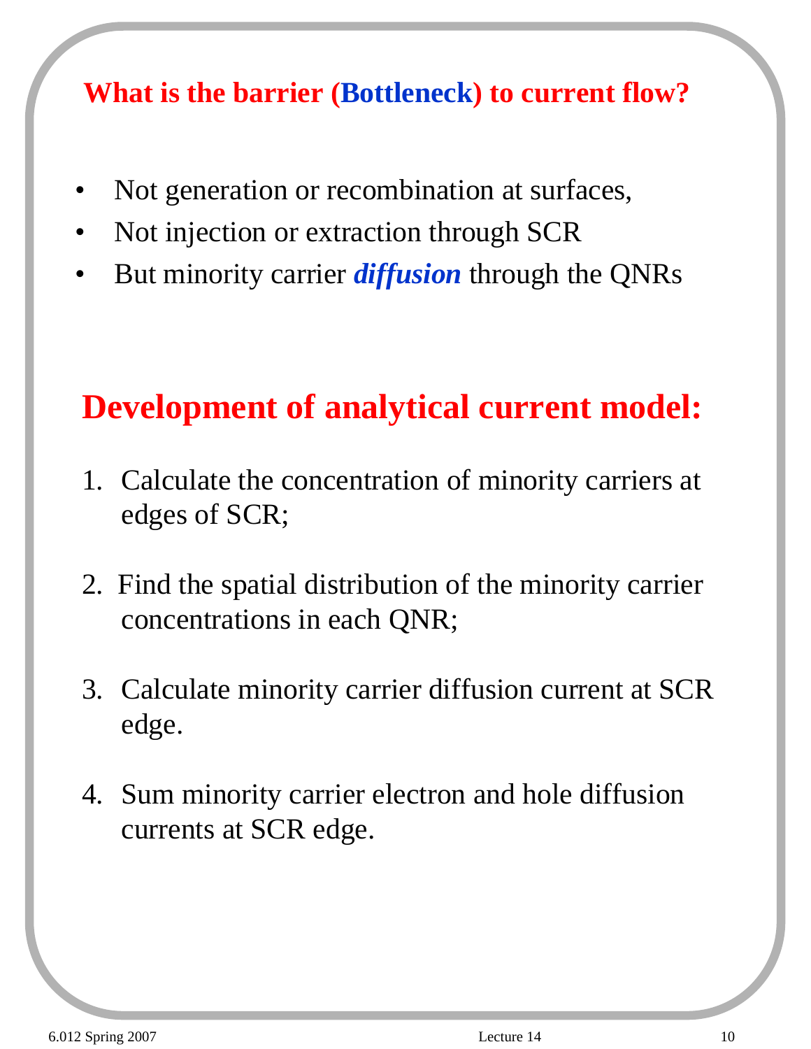## What is the barrier (Bottleneck) to current flow?

- Not generation or recombination at surfaces,
- Not injection or extraction through SCR
- But minority carrier ***diffusion*** through the QNRs

## Development of analytical current model:

1. Calculate the concentration of minority carriers at edges of SCR;

2. Find the spatial distribution of the minority carrier concentrations in each QNR;

3. Calculate minority carrier diffusion current at SCR edge.

4. Sum minority carrier electron and hole diffusion currents at SCR edge.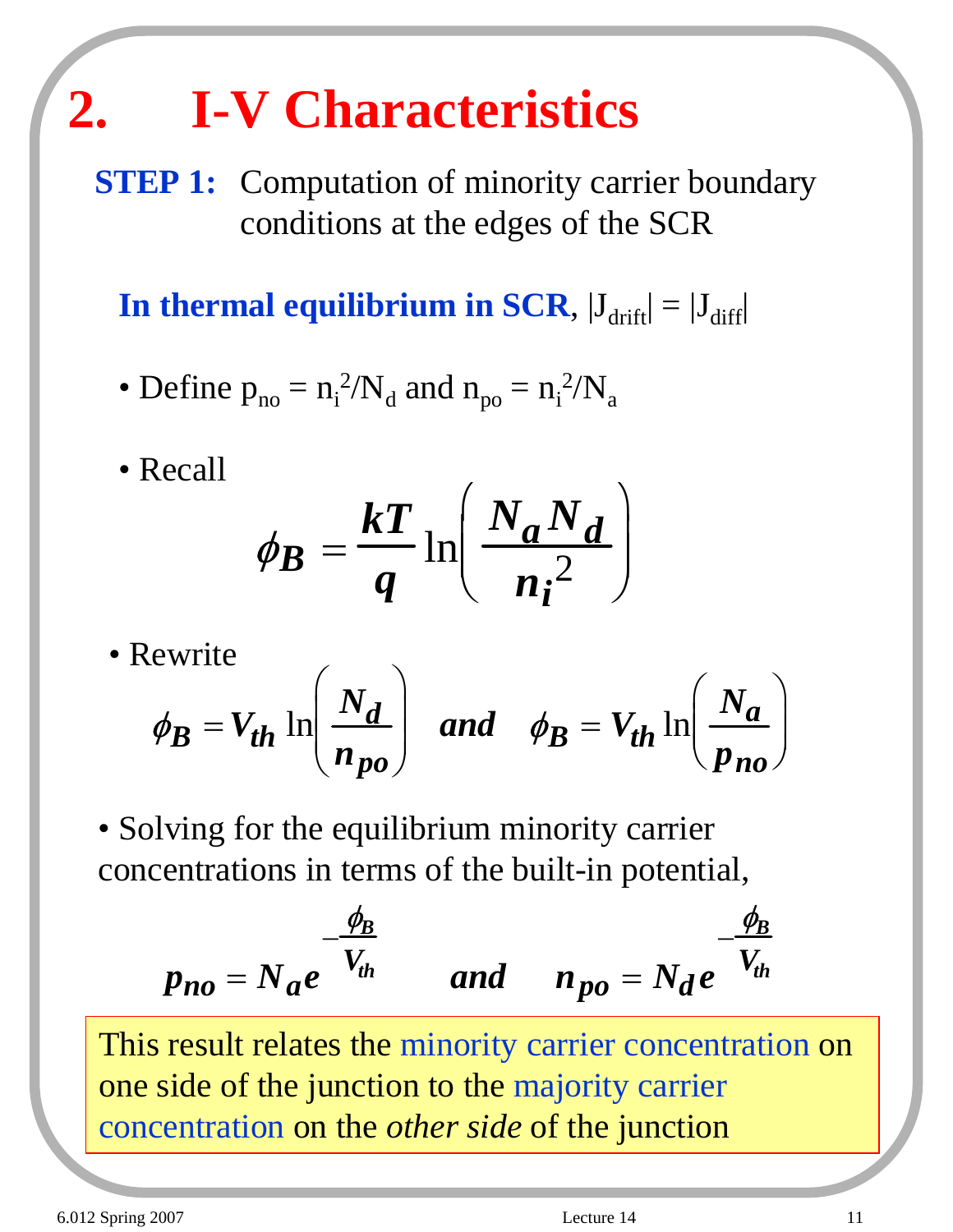# 2. I-V Characteristics

**STEP 1:** Computation of minority carrier boundary conditions at the edges of the SCR

**In thermal equilibrium in SCR**, $|J_{drift}| = |J_{diff}|$

- Define $p_{no} = n_i^2/N_d$ and $n_{po} = n_i^2/N_a$
- Recall

$$\phi_B = \frac{kT}{q} \ln\left(\frac{N_a N_d}{n_i^2}\right)$$

- Rewrite

$$\phi_B = V_{th} \ln\left(\frac{N_d}{n_{po}}\right) \quad and \quad \phi_B = V_{th} \ln\left(\frac{N_a}{p_{no}}\right)$$

- Solving for the equilibrium minority carrier concentrations in terms of the built-in potential,

$$p_{no} = N_a e^{-\frac{\phi_B}{V_{th}}} \quad and \quad n_{po} = N_d e^{-\frac{\phi_B}{V_{th}}}$$

This result relates the minority carrier concentration on one side of the junction to the majority carrier concentration on the *other side* of the junction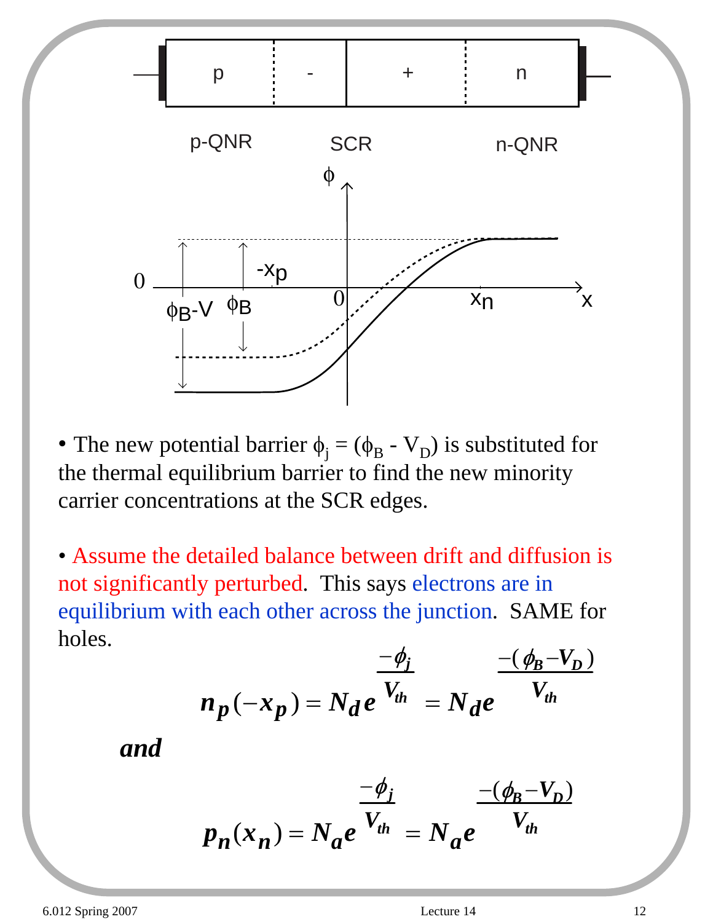p | - | + | n

p-QNR

SCR

n-QNR

$\phi$

0

$-x_p$

$\phi_B$-V

$\phi_B$

0

$x_n$

x

• The new potential barrier $\phi_j = (\phi_B - V_D)$ is substituted for the thermal equilibrium barrier to find the new minority carrier concentrations at the SCR edges.

• Assume the detailed balance between drift and diffusion is not significantly perturbed. This says electrons are in equilibrium with each other across the junction. SAME for holes.

$$n_p(-x_p) = N_d e^{\frac{-\phi_j}{V_{th}}} = N_d e^{\frac{-(\phi_B - V_D)}{V_{th}}}$$

***and***

$$p_n(x_n) = N_a e^{\frac{-\phi_j}{V_{th}}} = N_a e^{\frac{-(\phi_B - V_D)}{V_{th}}}$$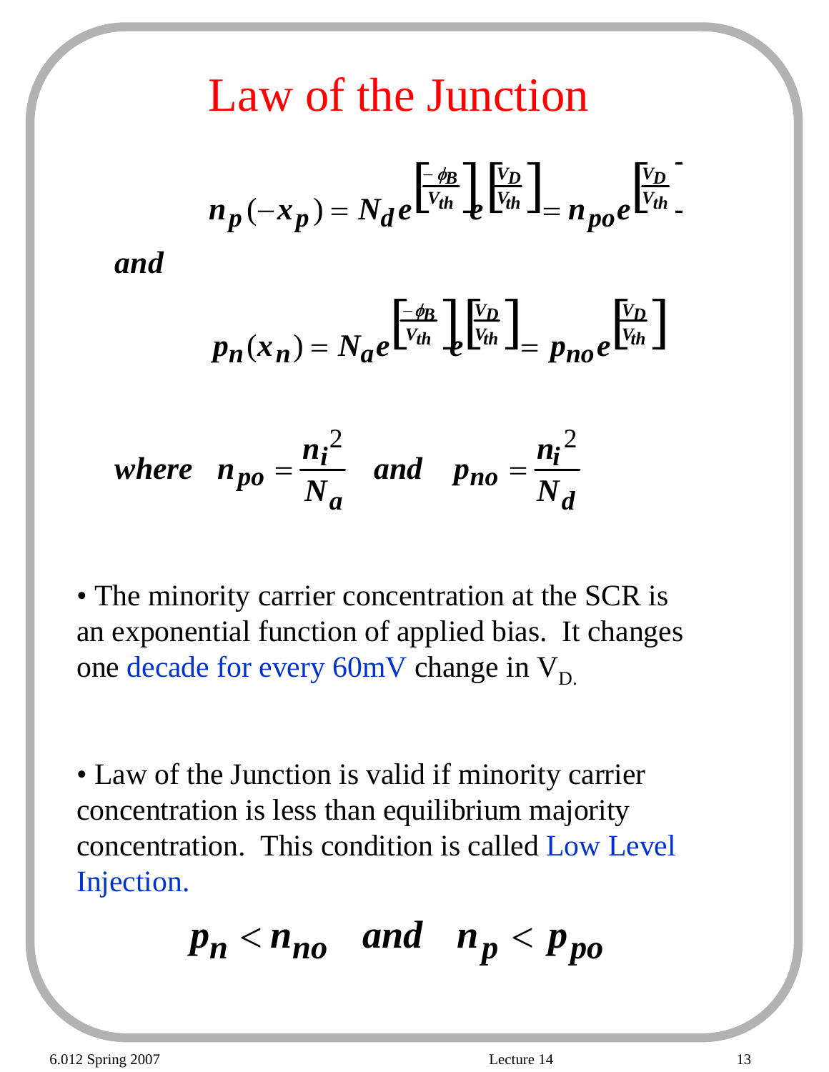# Law of the Junction

$$n_p(-x_p) = N_d e^{\left[\frac{-\phi_B}{V_{th}}\right]} e^{\left[\frac{V_D}{V_{th}}\right]} = n_{po} e^{\left[\frac{V_D}{V_{th}}\right]}$$

*and*

$$p_n(x_n) = N_a e^{\left[\frac{-\phi_B}{V_{th}}\right]} e^{\left[\frac{V_D}{V_{th}}\right]} = p_{no} e^{\left[\frac{V_D}{V_{th}}\right]}$$

$$\textit{where} \quad n_{po} = \frac{n_i^2}{N_a} \quad \textit{and} \quad p_{no} = \frac{n_i^2}{N_d}$$

- The minority carrier concentration at the SCR is an exponential function of applied bias. It changes one decade for every 60mV change in $V_D$.

- Law of the Junction is valid if minority carrier concentration is less than equilibrium majority concentration. This condition is called Low Level Injection.

$$p_n < n_{no} \quad \textit{and} \quad n_p < p_{po}$$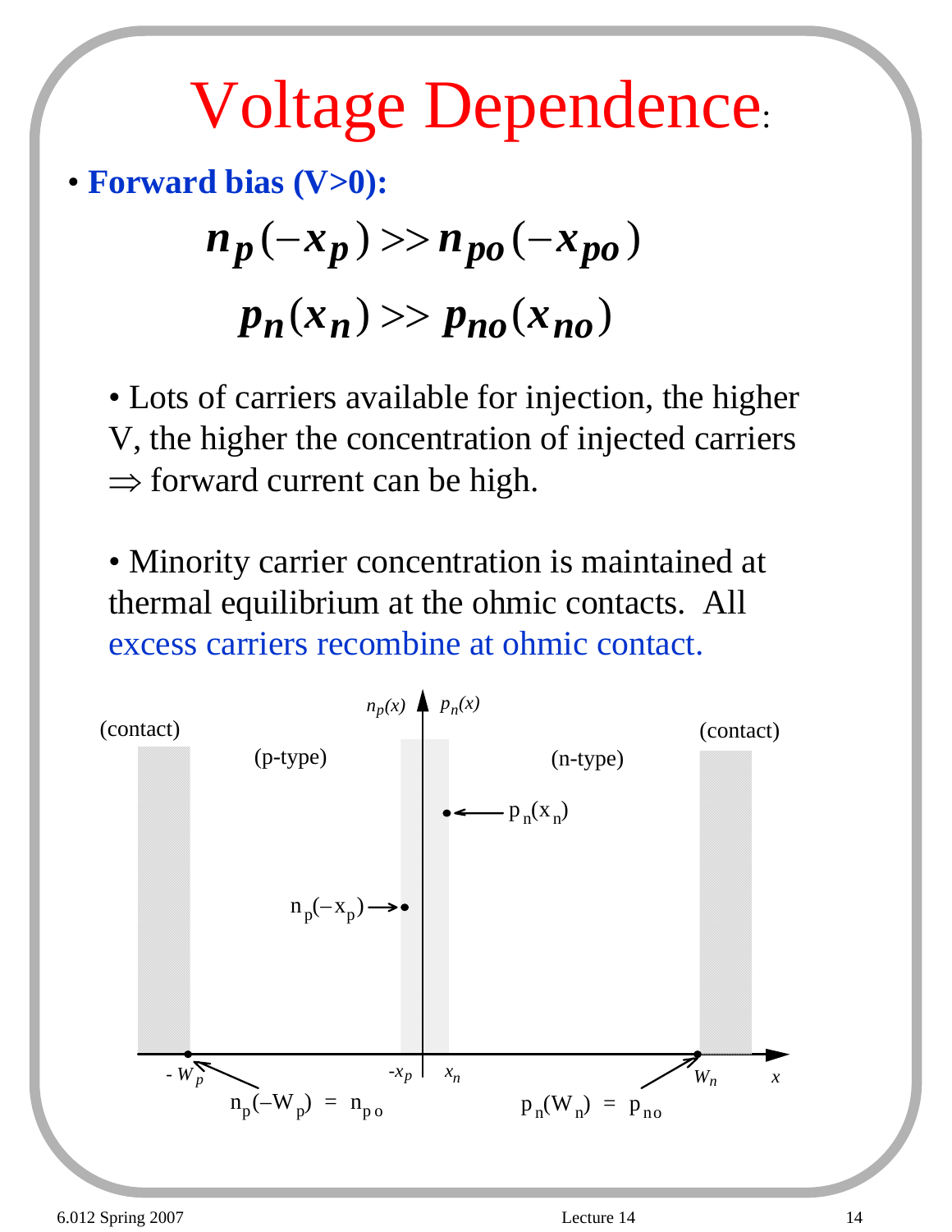# Voltage Dependence:

- **Forward bias (V>0):**

$$n_p(-x_p) >> n_{po}(-x_{po})$$

$$p_n(x_n) >> p_{no}(x_{no})$$

- Lots of carriers available for injection, the higher V, the higher the concentration of injected carriers $\Rightarrow$ forward current can be high.

- Minority carrier concentration is maintained at thermal equilibrium at the ohmic contacts. All excess carriers recombine at ohmic contact.

$n_p(x)$ $p_n(x)$

(contact)

(p-type)

(n-type)

(contact)

$p_n(x_n)$

$n_p(-x_p)$

$-W_p$

$-x_p$

$x_n$

$W_n$

$x$

$n_p(-W_p) = n_{po}$

$p_n(W_n) = p_{no}$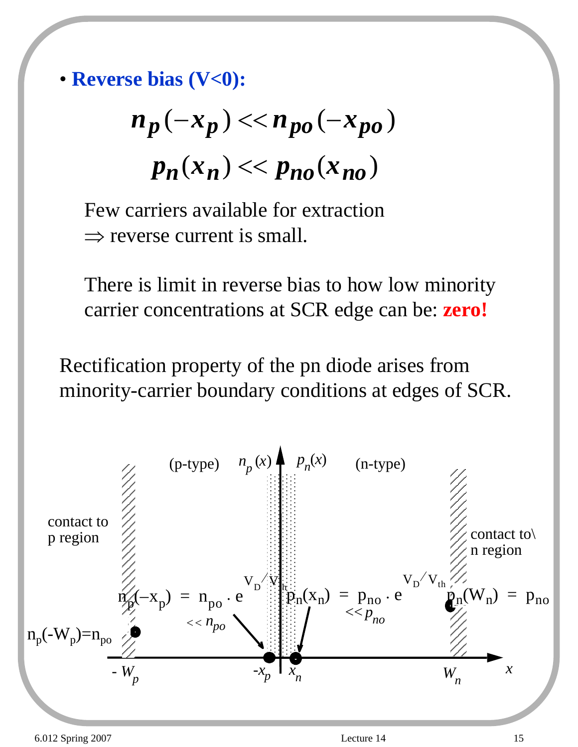- **Reverse bias (V<0):**

$$n_p(-x_p) << n_{po}(-x_{po})$$

$$p_n(x_n) << p_{no}(x_{no})$$

Few carriers available for extraction
$\Rightarrow$ reverse current is small.

There is limit in reverse bias to how low minority carrier concentrations at SCR edge can be: **zero!**

Rectification property of the pn diode arises from minority-carrier boundary conditions at edges of SCR.

(p-type)

$n_p(x)$

$p_n(x)$

(n-type)

contact to p region

contact to\ n region

$n_p(-x_p) = n_{po} \cdot e^{V_D/V_{th}}$

$<< n_{po}$

$p_n(x_n) = p_{no} \cdot e^{V_D/V_{th}}$

$<< p_{no}$

$p_n(W_n) = p_{no}$

$n_p(-W_p)=n_{po}$

$-W_p$

$-x_p$

$x_n$

$W_n$

$x$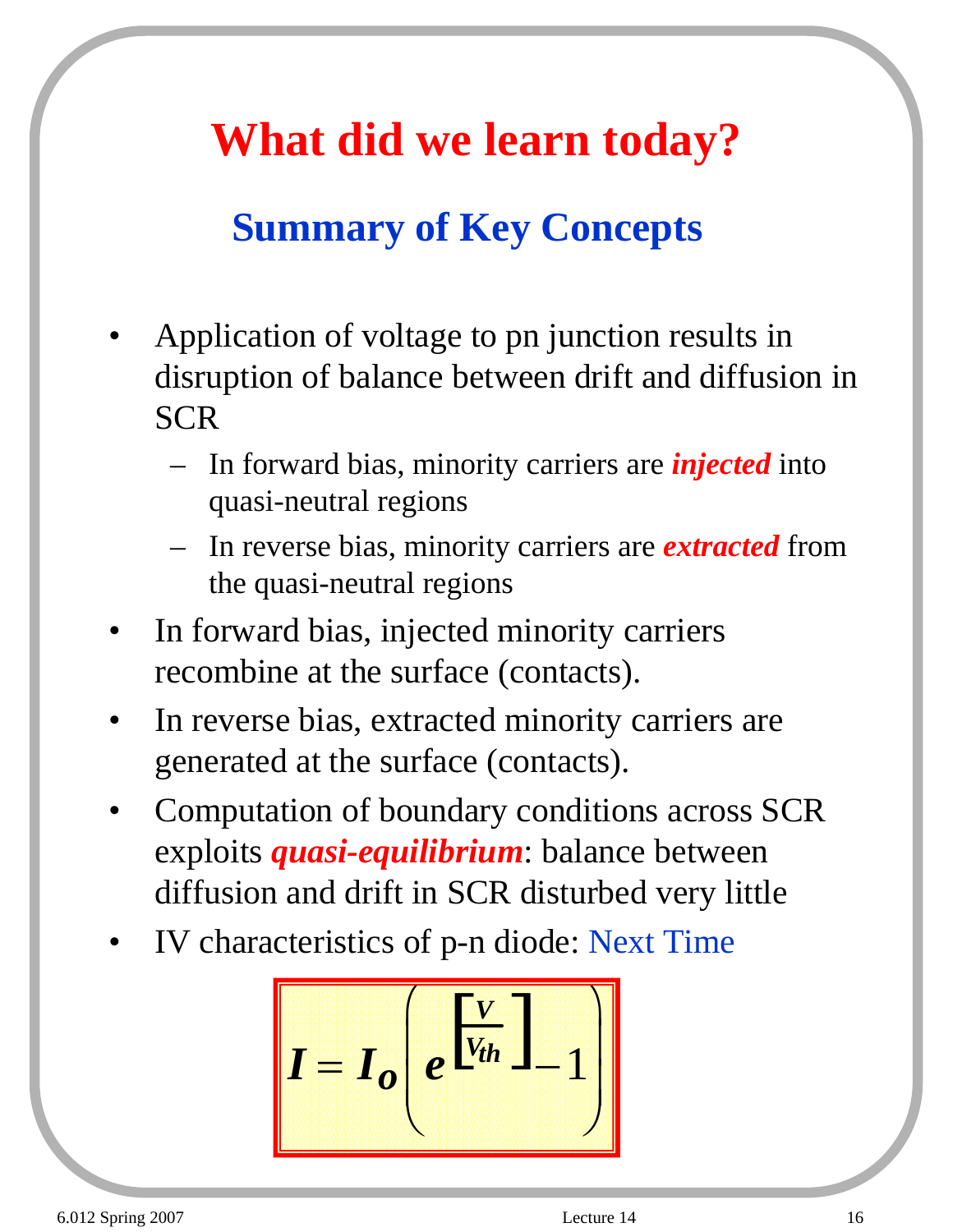# What did we learn today?

## Summary of Key Concepts

- Application of voltage to pn junction results in disruption of balance between drift and diffusion in SCR
  - In forward bias, minority carriers are ***injected*** into quasi-neutral regions
  - In reverse bias, minority carriers are ***extracted*** from the quasi-neutral regions
- In forward bias, injected minority carriers recombine at the surface (contacts).
- In reverse bias, extracted minority carriers are generated at the surface (contacts).
- Computation of boundary conditions across SCR exploits ***quasi-equilibrium***: balance between diffusion and drift in SCR disturbed very little
- IV characteristics of p-n diode: Next Time

$$I = I_o\left(e^{\left[\frac{V}{V_{th}}\right]} - 1\right)$$